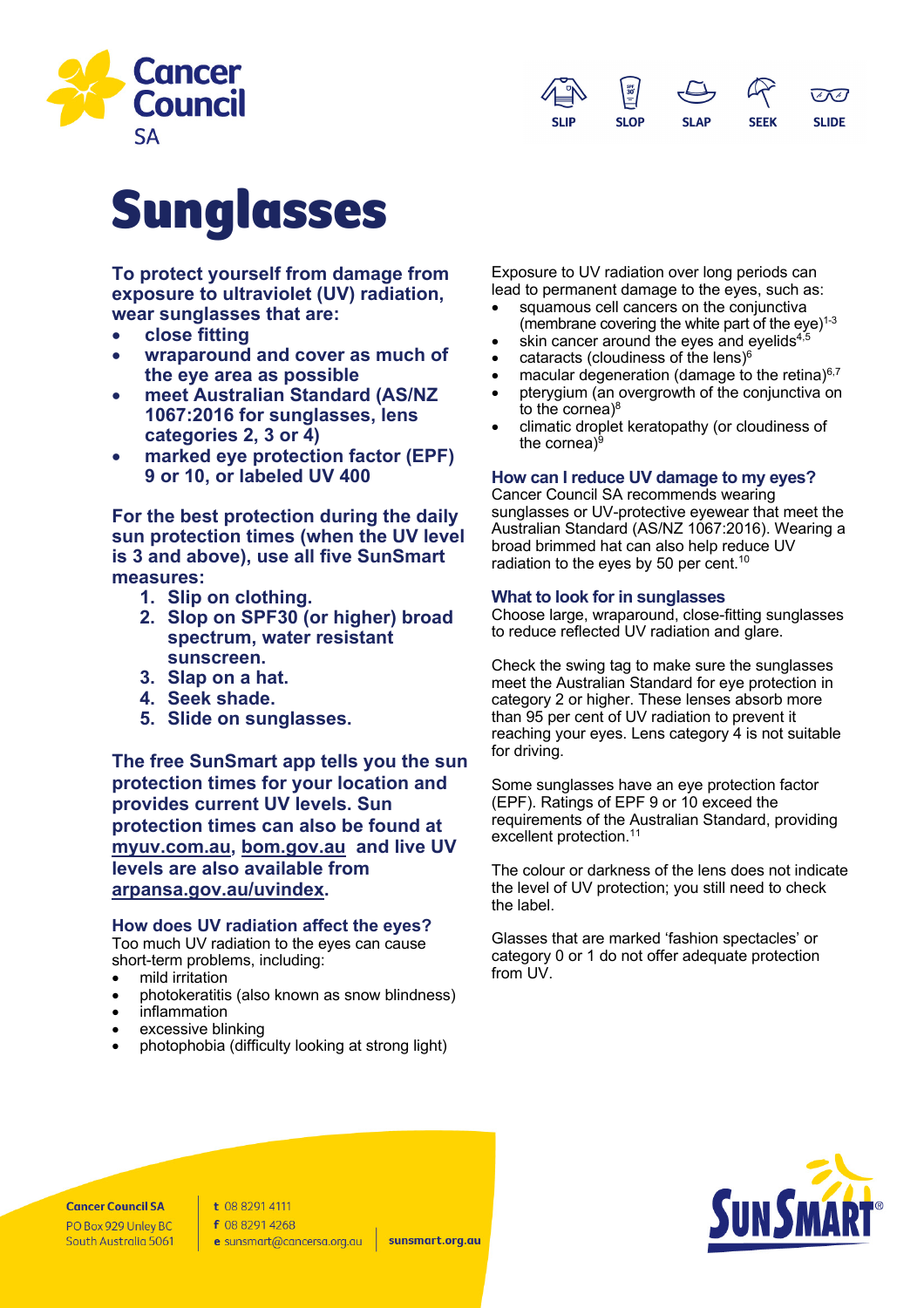Cancer Council SA

SLIP SLOP SLAP SEEK SLIDE

# Sunglasses

**To protect yourself from damage from exposure to ultraviolet (UV) radiation, wear sunglasses that are:**

- **close fitting**
- **wraparound and cover as much of the eye area as possible**
- **meet Australian Standard (AS/NZ 1067:2016 for sunglasses, lens categories 2, 3 or 4)**
- **marked eye protection factor (EPF) 9 or 10, or labeled UV 400**

**For the best protection during the daily sun protection times (when the UV level is 3 and above), use all five SunSmart measures:**

1. **Slip on clothing.**
2. **Slop on SPF30 (or higher) broad spectrum, water resistant sunscreen.**
3. **Slap on a hat.**
4. **Seek shade.**
5. **Slide on sunglasses.**

**The free SunSmart app tells you the sun protection times for your location and provides current UV levels. Sun protection times can also be found at myuv.com.au, bom.gov.au and live UV levels are also available from arpansa.gov.au/uvindex.**

### How does UV radiation affect the eyes?

Too much UV radiation to the eyes can cause short-term problems, including:

- mild irritation
- photokeratitis (also known as snow blindness)
- inflammation
- excessive blinking
- photophobia (difficulty looking at strong light)

Exposure to UV radiation over long periods can lead to permanent damage to the eyes, such as:

- squamous cell cancers on the conjunctiva (membrane covering the white part of the eye)[1-3]
- skin cancer around the eyes and eyelids[4,5]
- cataracts (cloudiness of the lens)[6]
- macular degeneration (damage to the retina)[6,7]
- pterygium (an overgrowth of the conjunctiva on to the cornea)[8]
- climatic droplet keratopathy (or cloudiness of the cornea)[9]

### How can I reduce UV damage to my eyes?

Cancer Council SA recommends wearing sunglasses or UV-protective eyewear that meet the Australian Standard (AS/NZ 1067:2016). Wearing a broad brimmed hat can also help reduce UV radiation to the eyes by 50 per cent.[10]

### What to look for in sunglasses

Choose large, wraparound, close-fitting sunglasses to reduce reflected UV radiation and glare.

Check the swing tag to make sure the sunglasses meet the Australian Standard for eye protection in category 2 or higher. These lenses absorb more than 95 per cent of UV radiation to prevent it reaching your eyes. Lens category 4 is not suitable for driving.

Some sunglasses have an eye protection factor (EPF). Ratings of EPF 9 or 10 exceed the requirements of the Australian Standard, providing excellent protection.[11]

The colour or darkness of the lens does not indicate the level of UV protection; you still need to check the label.

Glasses that are marked 'fashion spectacles' or category 0 or 1 do not offer adequate protection from UV.

**Cancer Council SA**
PO Box 929 Unley BC
South Australia 5061

t 08 8291 4111
f 08 8291 4268
e sunsmart@cancersa.org.au

**sunsmart.org.au**

SunSmart®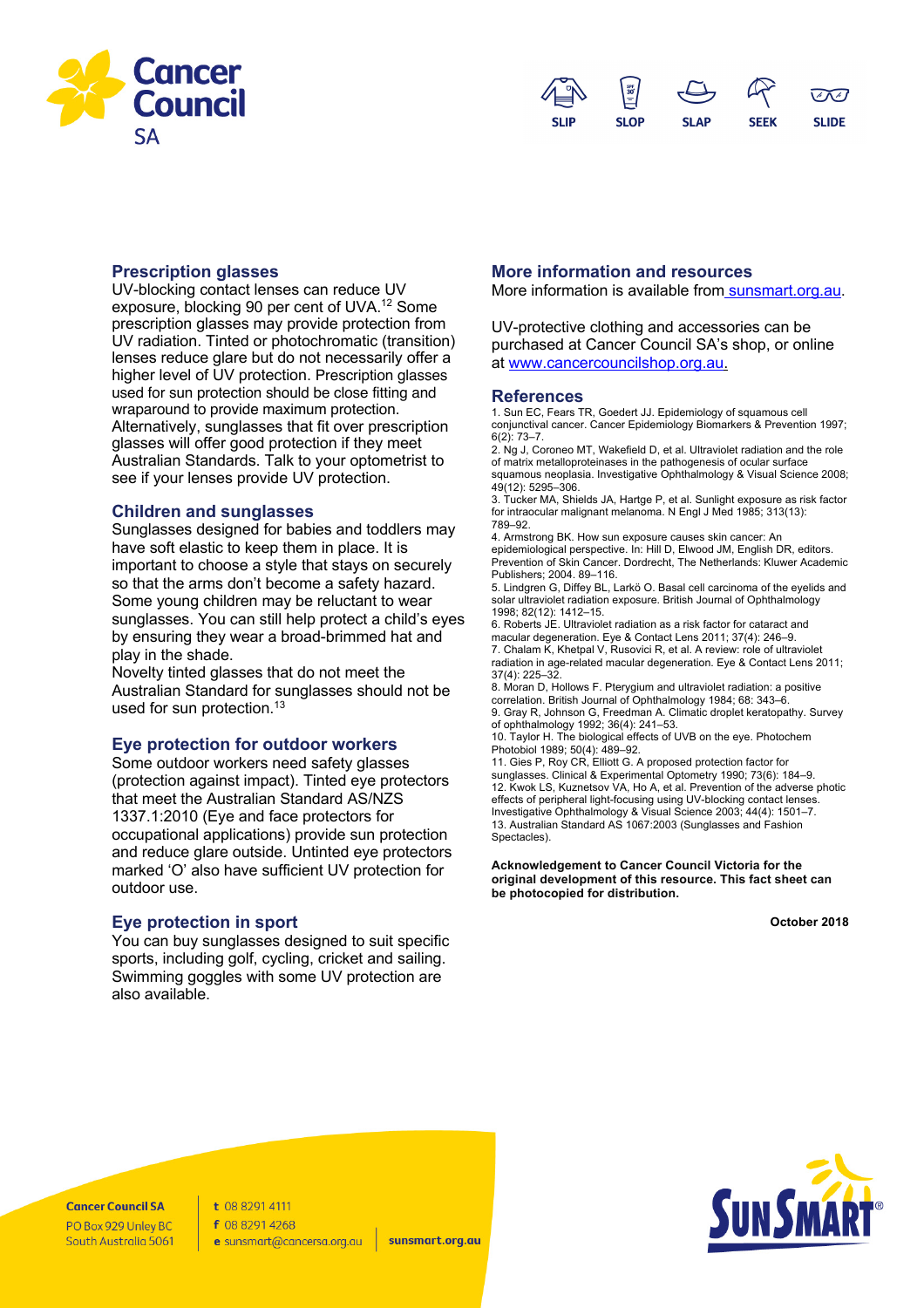## Prescription glasses

UV-blocking contact lenses can reduce UV exposure, blocking 90 per cent of UVA.[12] Some prescription glasses may provide protection from UV radiation. Tinted or photochromatic (transition) lenses reduce glare but do not necessarily offer a higher level of UV protection. Prescription glasses used for sun protection should be close fitting and wraparound to provide maximum protection. Alternatively, sunglasses that fit over prescription glasses will offer good protection if they meet Australian Standards. Talk to your optometrist to see if your lenses provide UV protection.

## Children and sunglasses

Sunglasses designed for babies and toddlers may have soft elastic to keep them in place. It is important to choose a style that stays on securely so that the arms don't become a safety hazard. Some young children may be reluctant to wear sunglasses. You can still help protect a child's eyes by ensuring they wear a broad-brimmed hat and play in the shade.

Novelty tinted glasses that do not meet the Australian Standard for sunglasses should not be used for sun protection.[13]

## Eye protection for outdoor workers

Some outdoor workers need safety glasses (protection against impact). Tinted eye protectors that meet the Australian Standard AS/NZS 1337.1:2010 (Eye and face protectors for occupational applications) provide sun protection and reduce glare outside. Untinted eye protectors marked 'O' also have sufficient UV protection for outdoor use.

## Eye protection in sport

You can buy sunglasses designed to suit specific sports, including golf, cycling, cricket and sailing. Swimming goggles with some UV protection are also available.

## More information and resources

More information is available from sunsmart.org.au.

UV-protective clothing and accessories can be purchased at Cancer Council SA's shop, or online at www.cancercouncilshop.org.au.

## References

1. Sun EC, Fears TR, Goedert JJ. Epidemiology of squamous cell conjunctival cancer. Cancer Epidemiology Biomarkers & Prevention 1997; 6(2): 73–7.
2. Ng J, Coroneo MT, Wakefield D, et al. Ultraviolet radiation and the role of matrix metalloproteinases in the pathogenesis of ocular surface squamous neoplasia. Investigative Ophthalmology & Visual Science 2008; 49(12): 5295–306.
3. Tucker MA, Shields JA, Hartge P, et al. Sunlight exposure as risk factor for intraocular malignant melanoma. N Engl J Med 1985; 313(13): 789–92.
4. Armstrong BK. How sun exposure causes skin cancer: An epidemiological perspective. In: Hill D, Elwood JM, English DR, editors. Prevention of Skin Cancer. Dordrecht, The Netherlands: Kluwer Academic Publishers; 2004. 89–116.
5. Lindgren G, Diffey BL, Larkö O. Basal cell carcinoma of the eyelids and solar ultraviolet radiation exposure. British Journal of Ophthalmology 1998; 82(12): 1412–15.
6. Roberts JE. Ultraviolet radiation as a risk factor for cataract and macular degeneration. Eye & Contact Lens 2011; 37(4): 246–9.
7. Chalam K, Khetpal V, Rusovici R, et al. A review: role of ultraviolet radiation in age-related macular degeneration. Eye & Contact Lens 2011; 37(4): 225–32.
8. Moran D, Hollows F. Pterygium and ultraviolet radiation: a positive correlation. British Journal of Ophthalmology 1984; 68: 343–6.
9. Gray R, Johnson G, Freedman A. Climatic droplet keratopathy. Survey of ophthalmology 1992; 36(4): 241–53.
10. Taylor H. The biological effects of UVB on the eye. Photochem Photobiol 1989; 50(4): 489–92.
11. Gies P, Roy CR, Elliott G. A proposed protection factor for sunglasses. Clinical & Experimental Optometry 1990; 73(6): 184–9.
12. Kwok LS, Kuznetsov VA, Ho A, et al. Prevention of the adverse photic effects of peripheral light-focusing using UV-blocking contact lenses. Investigative Ophthalmology & Visual Science 2003; 44(4): 1501–7.
13. Australian Standard AS 1067:2003 (Sunglasses and Fashion Spectacles).

**Acknowledgement to Cancer Council Victoria for the original development of this resource. This fact sheet can be photocopied for distribution.**

**October 2018**

**Cancer Council SA**
PO Box 929 Unley BC
South Australia 5061

**t** 08 8291 4111
**f** 08 8291 4268
**e** sunsmart@cancersa.org.au

**sunsmart.org.au**